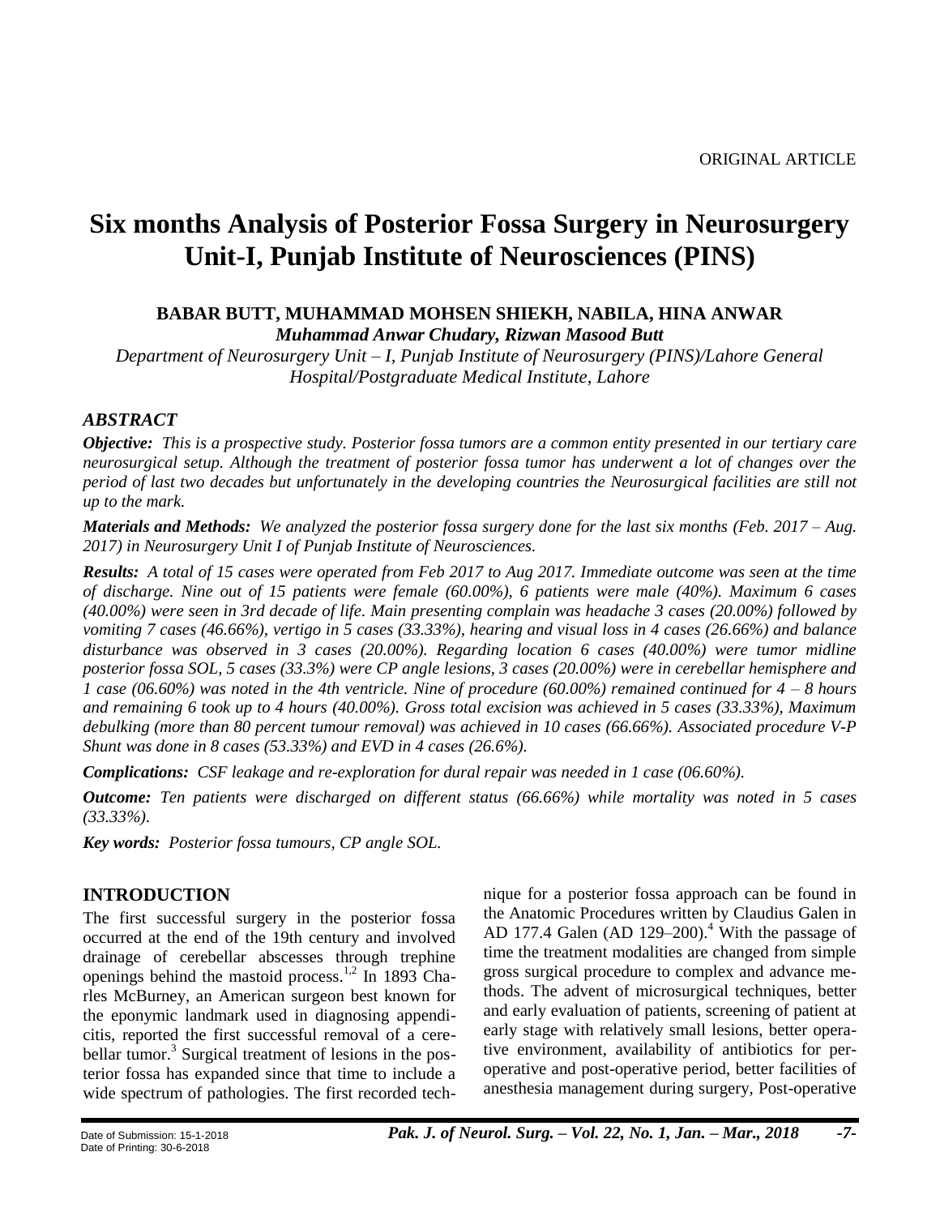ORIGINAL ARTICLE

# Six months Analysis of Posterior Fossa Surgery in Neurosurgery Unit-I, Punjab Institute of Neurosciences (PINS)

**BABAR BUTT, MUHAMMAD MOHSEN SHIEKH, NABILA, HINA ANWAR**
***Muhammad Anwar Chudary, Rizwan Masood Butt***

*Department of Neurosurgery Unit – I, Punjab Institute of Neurosurgery (PINS)/Lahore General Hospital/Postgraduate Medical Institute, Lahore*

## *ABSTRACT*

***Objective:*** *This is a prospective study. Posterior fossa tumors are a common entity presented in our tertiary care neurosurgical setup. Although the treatment of posterior fossa tumor has underwent a lot of changes over the period of last two decades but unfortunately in the developing countries the Neurosurgical facilities are still not up to the mark.*

***Materials and Methods:*** *We analyzed the posterior fossa surgery done for the last six months (Feb. 2017 – Aug. 2017) in Neurosurgery Unit I of Punjab Institute of Neurosciences.*

***Results:*** *A total of 15 cases were operated from Feb 2017 to Aug 2017. Immediate outcome was seen at the time of discharge. Nine out of 15 patients were female (60.00%), 6 patients were male (40%). Maximum 6 cases (40.00%) were seen in 3rd decade of life. Main presenting complain was headache 3 cases (20.00%) followed by vomiting 7 cases (46.66%), vertigo in 5 cases (33.33%), hearing and visual loss in 4 cases (26.66%) and balance disturbance was observed in 3 cases (20.00%). Regarding location 6 cases (40.00%) were tumor midline posterior fossa SOL, 5 cases (33.3%) were CP angle lesions, 3 cases (20.00%) were in cerebellar hemisphere and 1 case (06.60%) was noted in the 4th ventricle. Nine of procedure (60.00%) remained continued for 4 – 8 hours and remaining 6 took up to 4 hours (40.00%). Gross total excision was achieved in 5 cases (33.33%), Maximum debulking (more than 80 percent tumour removal) was achieved in 10 cases (66.66%). Associated procedure V-P Shunt was done in 8 cases (53.33%) and EVD in 4 cases (26.6%).*

***Complications:*** *CSF leakage and re-exploration for dural repair was needed in 1 case (06.60%).*

***Outcome:*** *Ten patients were discharged on different status (66.66%) while mortality was noted in 5 cases (33.33%).*

***Key words:*** *Posterior fossa tumours, CP angle SOL.*

## INTRODUCTION

The first successful surgery in the posterior fossa occurred at the end of the 19th century and involved drainage of cerebellar abscesses through trephine openings behind the mastoid process.[1,2] In 1893 Charles McBurney, an American surgeon best known for the eponymic landmark used in diagnosing appendicitis, reported the first successful removal of a cerebellar tumor.[3] Surgical treatment of lesions in the posterior fossa has expanded since that time to include a wide spectrum of pathologies. The first recorded technique for a posterior fossa approach can be found in the Anatomic Procedures written by Claudius Galen in AD 177.4 Galen (AD 129–200).[4] With the passage of time the treatment modalities are changed from simple gross surgical procedure to complex and advance methods. The advent of microsurgical techniques, better and early evaluation of patients, screening of patient at early stage with relatively small lesions, better operative environment, availability of antibiotics for per-operative and post-operative period, better facilities of anesthesia management during surgery, Post-operative

Date of Submission: 15-1-2018
Date of Printing: 30-6-2018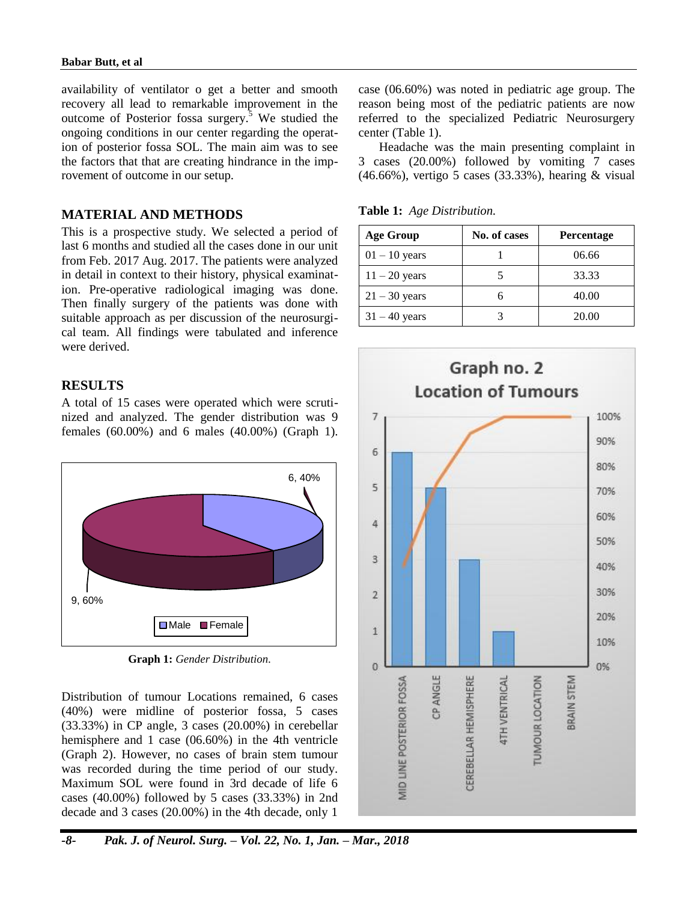availability of ventilator o get a better and smooth recovery all lead to remarkable improvement in the outcome of Posterior fossa surgery.[5] We studied the ongoing conditions in our center regarding the operation of posterior fossa SOL. The main aim was to see the factors that that are creating hindrance in the improvement of outcome in our setup.

## MATERIAL AND METHODS

This is a prospective study. We selected a period of last 6 months and studied all the cases done in our unit from Feb. 2017 Aug. 2017. The patients were analyzed in detail in context to their history, physical examination. Pre-operative radiological imaging was done. Then finally surgery of the patients was done with suitable approach as per discussion of the neurosurgical team. All findings were tabulated and inference were derived.

## RESULTS

A total of 15 cases were operated which were scrutinized and analyzed. The gender distribution was 9 females (60.00%) and 6 males (40.00%) (Graph 1).

**Graph 1:** *Gender Distribution.*

Distribution of tumour Locations remained, 6 cases (40%) were midline of posterior fossa, 5 cases (33.33%) in CP angle, 3 cases (20.00%) in cerebellar hemisphere and 1 case (06.60%) in the 4th ventricle (Graph 2). However, no cases of brain stem tumour was recorded during the time period of our study. Maximum SOL were found in 3rd decade of life 6 cases (40.00%) followed by 5 cases (33.33%) in 2nd decade and 3 cases (20.00%) in the 4th decade, only 1 case (06.60%) was noted in pediatric age group. The reason being most of the pediatric patients are now referred to the specialized Pediatric Neurosurgery center (Table 1).

Headache was the main presenting complaint in 3 cases (20.00%) followed by vomiting 7 cases (46.66%), vertigo 5 cases (33.33%), hearing & visual

**Table 1:** *Age Distribution.*

| Age Group | No. of cases | Percentage |
|---|---|---|
| 01 – 10 years | 1 | 06.66 |
| 11 – 20 years | 5 | 33.33 |
| 21 – 30 years | 6 | 40.00 |
| 31 – 40 years | 3 | 20.00 |

**Graph no. 2 Location of Tumours**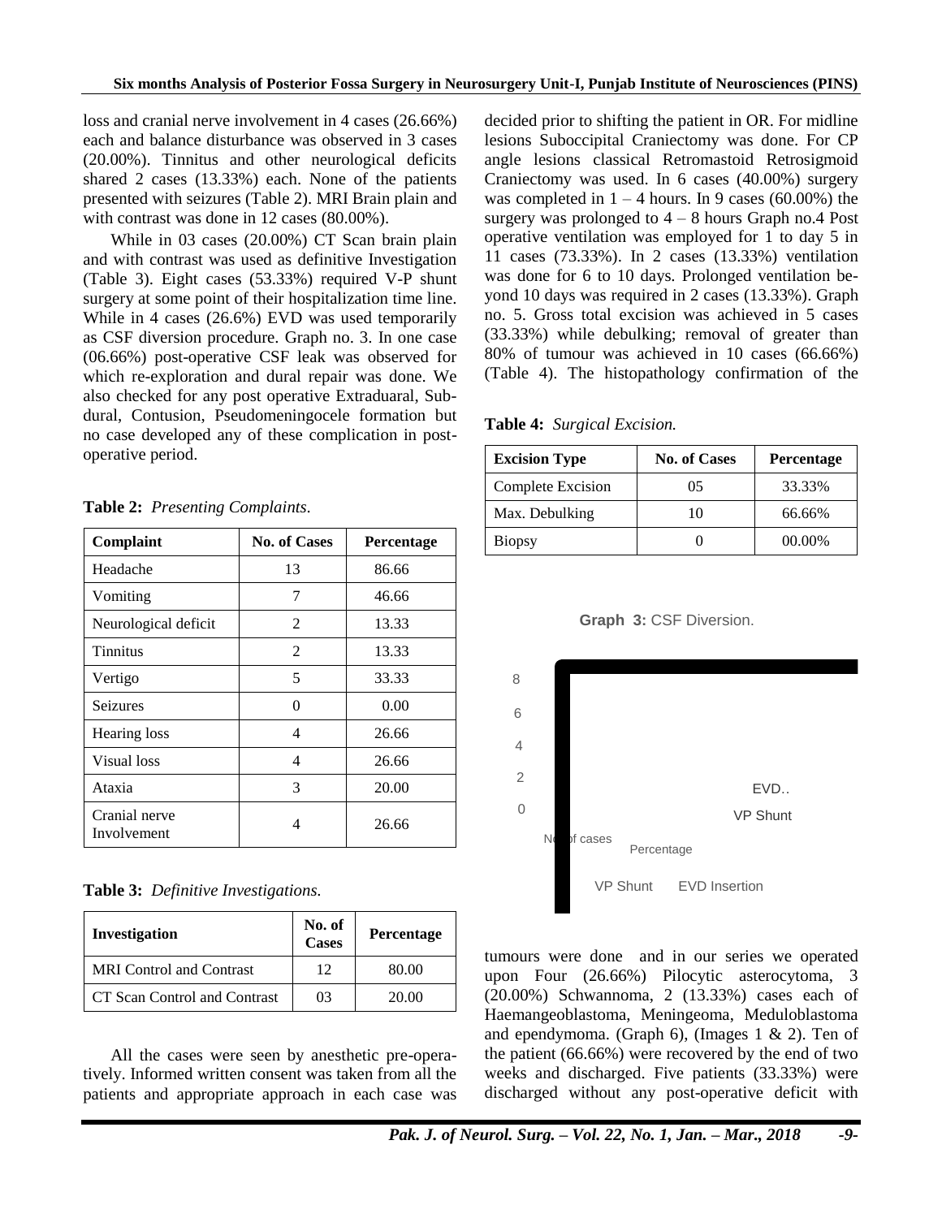loss and cranial nerve involvement in 4 cases (26.66%) each and balance disturbance was observed in 3 cases (20.00%). Tinnitus and other neurological deficits shared 2 cases (13.33%) each. None of the patients presented with seizures (Table 2). MRI Brain plain and with contrast was done in 12 cases (80.00%).

While in 03 cases (20.00%) CT Scan brain plain and with contrast was used as definitive Investigation (Table 3). Eight cases (53.33%) required V-P shunt surgery at some point of their hospitalization time line. While in 4 cases (26.6%) EVD was used temporarily as CSF diversion procedure. Graph no. 3. In one case (06.66%) post-operative CSF leak was observed for which re-exploration and dural repair was done. We also checked for any post operative Extraduaral, Subdural, Contusion, Pseudomeningocele formation but no case developed any of these complication in post-operative period.

**Table 2:** *Presenting Complaints.*

| Complaint | No. of Cases | Percentage |
|---|---|---|
| Headache | 13 | 86.66 |
| Vomiting | 7 | 46.66 |
| Neurological deficit | 2 | 13.33 |
| Tinnitus | 2 | 13.33 |
| Vertigo | 5 | 33.33 |
| Seizures | 0 | 0.00 |
| Hearing loss | 4 | 26.66 |
| Visual loss | 4 | 26.66 |
| Ataxia | 3 | 20.00 |
| Cranial nerve Involvement | 4 | 26.66 |

**Table 3:** *Definitive Investigations.*

| Investigation | No. of Cases | Percentage |
|---|---|---|
| MRI Control and Contrast | 12 | 80.00 |
| CT Scan Control and Contrast | 03 | 20.00 |

All the cases were seen by anesthetic pre-operatively. Informed written consent was taken from all the patients and appropriate approach in each case was decided prior to shifting the patient in OR. For midline lesions Suboccipital Craniectomy was done. For CP angle lesions classical Retromastoid Retrosigmoid Craniectomy was used. In 6 cases (40.00%) surgery was completed in 1 – 4 hours. In 9 cases (60.00%) the surgery was prolonged to 4 – 8 hours Graph no.4 Post operative ventilation was employed for 1 to day 5 in 11 cases (73.33%). In 2 cases (13.33%) ventilation was done for 6 to 10 days. Prolonged ventilation beyond 10 days was required in 2 cases (13.33%). Graph no. 5. Gross total excision was achieved in 5 cases (33.33%) while debulking; removal of greater than 80% of tumour was achieved in 10 cases (66.66%) (Table 4). The histopathology confirmation of the

**Table 4:** *Surgical Excision.*

| Excision Type | No. of Cases | Percentage |
|---|---|---|
| Complete Excision | 05 | 33.33% |
| Max. Debulking | 10 | 66.66% |
| Biopsy | 0 | 00.00% |

**Graph 3:** CSF Diversion.

tumours were done and in our series we operated upon Four (26.66%) Pilocytic asterocytoma, 3 (20.00%) Schwannoma, 2 (13.33%) cases each of Haemangeoblastoma, Meningeoma, Meduloblastoma and ependymoma. (Graph 6), (Images 1 & 2). Ten of the patient (66.66%) were recovered by the end of two weeks and discharged. Five patients (33.33%) were discharged without any post-operative deficit with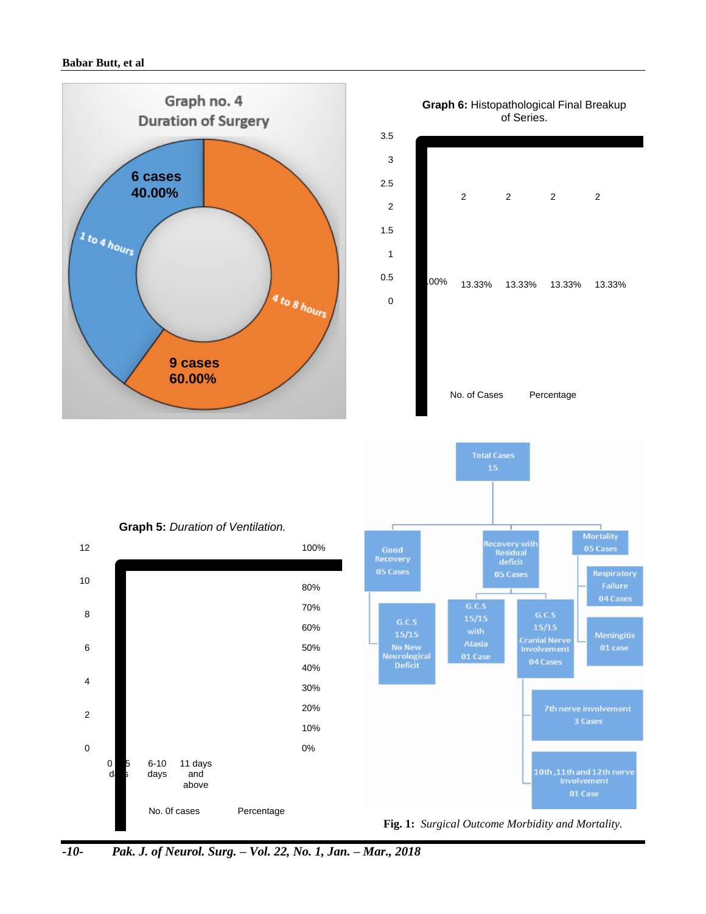**Graph no. 4**
**Duration of Surgery**

- 1 to 4 hours: 6 cases, 40.00%
- 4 to 8 hours: 9 cases, 60.00%

**Graph 6:** Histopathological Final Breakup of Series.

| | | | | | |
|---|---|---|---|---|---|
| No. of Cases | | 2 | 2 | 2 | 2 |
| Percentage | .00% | 13.33% | 13.33% | 13.33% | 13.33% |

**Graph 5:** *Duration of Ventilation.*

Categories: 0-5 days, 6-10 days, 11 days and above

Series: No. Of cases, Percentage

- Total Cases 15
  - Good Recovery 05 Cases
    - G.C.S 15/15 No New Neurological Deficit
  - Recovery with Residual deficit 05 Cases
    - G.C.S 15/15 with Ataxia 01 Case
    - G.C.S 15/15 Cranial Nerve Involvement 04 Cases
      - 7th nerve involvement 3 Cases
      - 10th, 11th and 12th nerve Involvement 01 Case
  - Mortality 05 Cases
    - Respiratory Failure 04 Cases
    - Meningitis 01 case

**Fig. 1:** *Surgical Outcome Morbidity and Mortality.*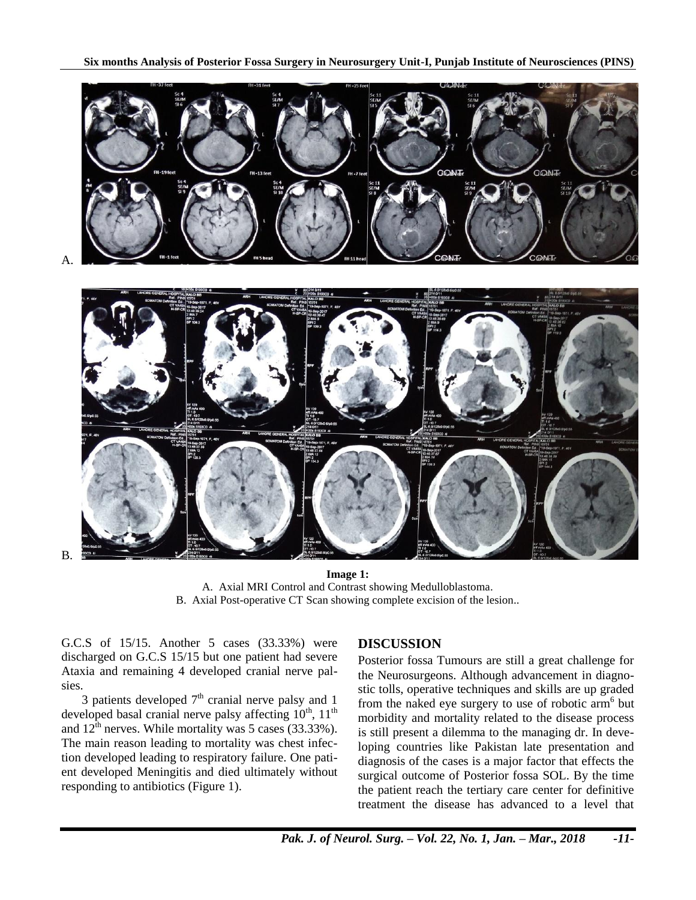**Image 1:**

A. Axial MRI Control and Contrast showing Medulloblastoma.

B. Axial Post-operative CT Scan showing complete excision of the lesion..

G.C.S of 15/15. Another 5 cases (33.33%) were discharged on G.C.S 15/15 but one patient had severe Ataxia and remaining 4 developed cranial nerve palsies.

3 patients developed $7^{th}$ cranial nerve palsy and 1 developed basal cranial nerve palsy affecting $10^{th}$, $11^{th}$ and $12^{th}$ nerves. While mortality was 5 cases (33.33%). The main reason leading to mortality was chest infection developed leading to respiratory failure. One patient developed Meningitis and died ultimately without responding to antibiotics (Figure 1).

## DISCUSSION

Posterior fossa Tumours are still a great challenge for the Neurosurgeons. Although advancement in diagnostic tolls, operative techniques and skills are up graded from the naked eye surgery to use of robotic arm[6] but morbidity and mortality related to the disease process is still present a dilemma to the managing dr. In developing countries like Pakistan late presentation and diagnosis of the cases is a major factor that effects the surgical outcome of Posterior fossa SOL. By the time the patient reach the tertiary care center for definitive treatment the disease has advanced to a level that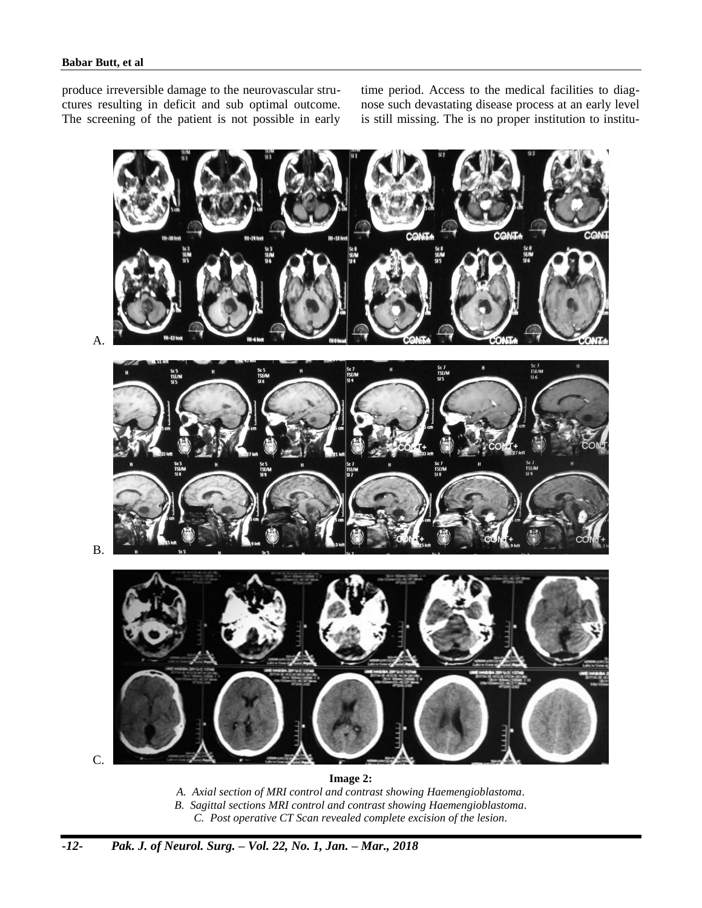produce irreversible damage to the neurovascular structures resulting in deficit and sub optimal outcome. The screening of the patient is not possible in early time period. Access to the medical facilities to diagnose such devastating disease process at an early level is still missing. The is no proper institution to institu-

**Image 2:**

*A. Axial section of MRI control and contrast showing Haemengioblastoma.*

*B. Sagittal sections MRI control and contrast showing Haemengioblastoma.*

*C. Post operative CT Scan revealed complete excision of the lesion.*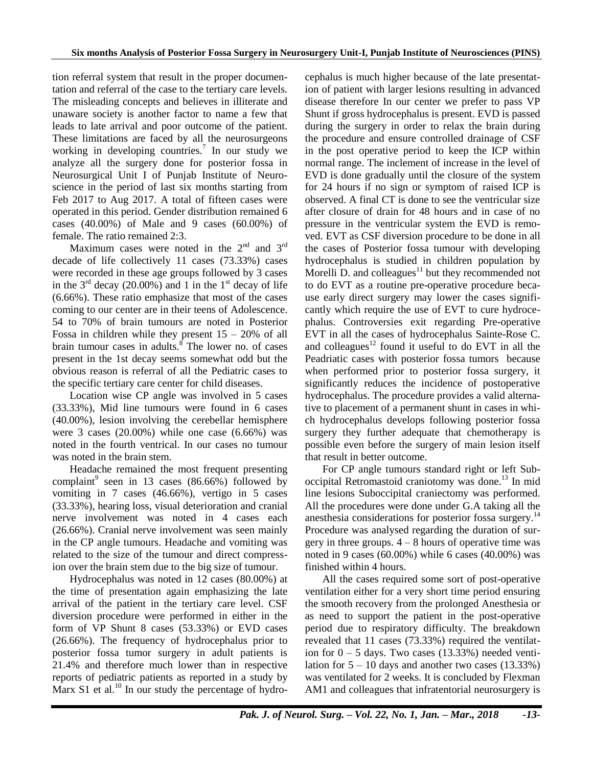tion referral system that result in the proper documentation and referral of the case to the tertiary care levels. The misleading concepts and believes in illiterate and unaware society is another factor to name a few that leads to late arrival and poor outcome of the patient. These limitations are faced by all the neurosurgeons working in developing countries.[7] In our study we analyze all the surgery done for posterior fossa in Neurosurgical Unit I of Punjab Institute of Neuroscience in the period of last six months starting from Feb 2017 to Aug 2017. A total of fifteen cases were operated in this period. Gender distribution remained 6 cases (40.00%) of Male and 9 cases (60.00%) of female. The ratio remained 2:3.

Maximum cases were noted in the 2nd and 3rd decade of life collectively 11 cases (73.33%) cases were recorded in these age groups followed by 3 cases in the 3rd decay (20.00%) and 1 in the 1st decay of life (6.66%). These ratio emphasize that most of the cases coming to our center are in their teens of Adolescence. 54 to 70% of brain tumours are noted in Posterior Fossa in children while they present 15 – 20% of all brain tumour cases in adults.[8] The lower no. of cases present in the 1st decay seems somewhat odd but the obvious reason is referral of all the Pediatric cases to the specific tertiary care center for child diseases.

Location wise CP angle was involved in 5 cases (33.33%), Mid line tumours were found in 6 cases (40.00%), lesion involving the cerebellar hemisphere were 3 cases (20.00%) while one case (6.66%) was noted in the fourth ventrical. In our cases no tumour was noted in the brain stem.

Headache remained the most frequent presenting complaint[9] seen in 13 cases (86.66%) followed by vomiting in 7 cases (46.66%), vertigo in 5 cases (33.33%), hearing loss, visual deterioration and cranial nerve involvement was noted in 4 cases each (26.66%). Cranial nerve involvement was seen mainly in the CP angle tumours. Headache and vomiting was related to the size of the tumour and direct compression over the brain stem due to the big size of tumour.

Hydrocephalus was noted in 12 cases (80.00%) at the time of presentation again emphasizing the late arrival of the patient in the tertiary care level. CSF diversion procedure were performed in either in the form of VP Shunt 8 cases (53.33%) or EVD cases (26.66%). The frequency of hydrocephalus prior to posterior fossa tumor surgery in adult patients is 21.4% and therefore much lower than in respective reports of pediatric patients as reported in a study by Marx S1 et al.[10] In our study the percentage of hydrocephalus is much higher because of the late presentation of patient with larger lesions resulting in advanced disease therefore In our center we prefer to pass VP Shunt if gross hydrocephalus is present. EVD is passed during the surgery in order to relax the brain during the procedure and ensure controlled drainage of CSF in the post operative period to keep the ICP within normal range. The inclement of increase in the level of EVD is done gradually until the closure of the system for 24 hours if no sign or symptom of raised ICP is observed. A final CT is done to see the ventricular size after closure of drain for 48 hours and in case of no pressure in the ventricular system the EVD is removed. EVT as CSF diversion procedure to be done in all the cases of Posterior fossa tumour with developing hydrocephalus is studied in children population by Morelli D. and colleagues[11] but they recommended not to do EVT as a routine pre-operative procedure because early direct surgery may lower the cases significantly which require the use of EVT to cure hydrocephalus. Controversies exit regarding Pre-operative EVT in all the cases of hydrocephalus Sainte-Rose C. and colleagues[12] found it useful to do EVT in all the Peadriatic cases with posterior fossa tumors because when performed prior to posterior fossa surgery, it significantly reduces the incidence of postoperative hydrocephalus. The procedure provides a valid alternative to placement of a permanent shunt in cases in which hydrocephalus develops following posterior fossa surgery they further adequate that chemotherapy is possible even before the surgery of main lesion itself that result in better outcome.

For CP angle tumours standard right or left Suboccipital Retromastoid craniotomy was done.[13] In mid line lesions Suboccipital craniectomy was performed. All the procedures were done under G.A taking all the anesthesia considerations for posterior fossa surgery.[14] Procedure was analysed regarding the duration of surgery in three groups. 4 – 8 hours of operative time was noted in 9 cases (60.00%) while 6 cases (40.00%) was finished within 4 hours.

All the cases required some sort of post-operative ventilation either for a very short time period ensuring the smooth recovery from the prolonged Anesthesia or as need to support the patient in the post-operative period due to respiratory difficulty. The breakdown revealed that 11 cases (73.33%) required the ventilation for 0 – 5 days. Two cases (13.33%) needed ventilation for 5 – 10 days and another two cases (13.33%) was ventilated for 2 weeks. It is concluded by Flexman AM1 and colleagues that infratentorial neurosurgery is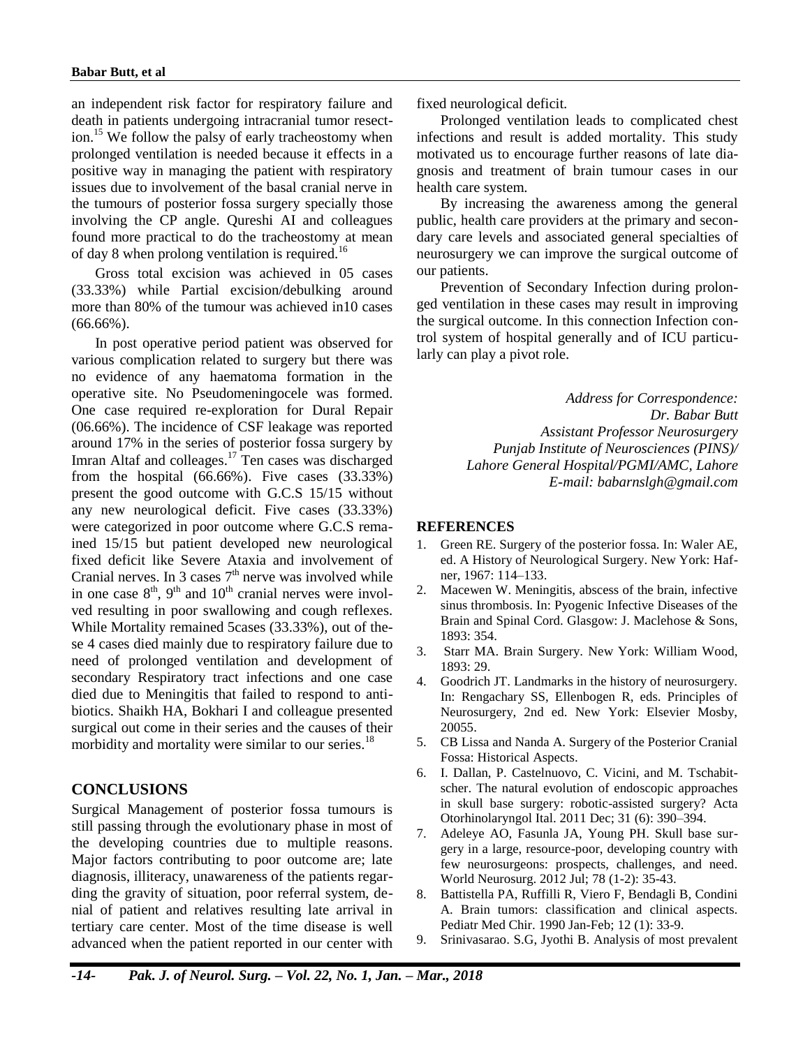an independent risk factor for respiratory failure and death in patients undergoing intracranial tumor resection.[15] We follow the palsy of early tracheostomy when prolonged ventilation is needed because it effects in a positive way in managing the patient with respiratory issues due to involvement of the basal cranial nerve in the tumours of posterior fossa surgery specially those involving the CP angle. Qureshi AI and colleagues found more practical to do the tracheostomy at mean of day 8 when prolong ventilation is required.[16]

Gross total excision was achieved in 05 cases (33.33%) while Partial excision/debulking around more than 80% of the tumour was achieved in10 cases (66.66%).

In post operative period patient was observed for various complication related to surgery but there was no evidence of any haematoma formation in the operative site. No Pseudomeningocele was formed. One case required re-exploration for Dural Repair (06.66%). The incidence of CSF leakage was reported around 17% in the series of posterior fossa surgery by Imran Altaf and colleages.[17] Ten cases was discharged from the hospital (66.66%). Five cases (33.33%) present the good outcome with G.C.S 15/15 without any new neurological deficit. Five cases (33.33%) were categorized in poor outcome where G.C.S remained 15/15 but patient developed new neurological fixed deficit like Severe Ataxia and involvement of Cranial nerves. In 3 cases 7$^{th}$ nerve was involved while in one case 8$^{th}$, 9$^{th}$ and 10$^{th}$ cranial nerves were involved resulting in poor swallowing and cough reflexes. While Mortality remained 5cases (33.33%), out of these 4 cases died mainly due to respiratory failure due to need of prolonged ventilation and development of secondary Respiratory tract infections and one case died due to Meningitis that failed to respond to antibiotics. Shaikh HA, Bokhari I and colleague presented surgical out come in their series and the causes of their morbidity and mortality were similar to our series.[18]

## CONCLUSIONS

Surgical Management of posterior fossa tumours is still passing through the evolutionary phase in most of the developing countries due to multiple reasons. Major factors contributing to poor outcome are; late diagnosis, illiteracy, unawareness of the patients regarding the gravity of situation, poor referral system, denial of patient and relatives resulting late arrival in tertiary care center. Most of the time disease is well advanced when the patient reported in our center with fixed neurological deficit.

Prolonged ventilation leads to complicated chest infections and result is added mortality. This study motivated us to encourage further reasons of late diagnosis and treatment of brain tumour cases in our health care system.

By increasing the awareness among the general public, health care providers at the primary and secondary care levels and associated general specialties of neurosurgery we can improve the surgical outcome of our patients.

Prevention of Secondary Infection during prolonged ventilation in these cases may result in improving the surgical outcome. In this connection Infection control system of hospital generally and of ICU particularly can play a pivot role.

*Address for Correspondence:*
*Dr. Babar Butt*
*Assistant Professor Neurosurgery*
*Punjab Institute of Neurosciences (PINS)/*
*Lahore General Hospital/PGMI/AMC, Lahore*
*E-mail: babarnslgh@gmail.com*

## REFERENCES

1. Green RE. Surgery of the posterior fossa. In: Waler AE, ed. A History of Neurological Surgery. New York: Hafner, 1967: 114–133.
2. Macewen W. Meningitis, abscess of the brain, infective sinus thrombosis. In: Pyogenic Infective Diseases of the Brain and Spinal Cord. Glasgow: J. Maclehose & Sons, 1893: 354.
3. Starr MA. Brain Surgery. New York: William Wood, 1893: 29.
4. Goodrich JT. Landmarks in the history of neurosurgery. In: Rengachary SS, Ellenbogen R, eds. Principles of Neurosurgery, 2nd ed. New York: Elsevier Mosby, 20055.
5. CB Lissa and Nanda A. Surgery of the Posterior Cranial Fossa: Historical Aspects.
6. I. Dallan, P. Castelnuovo, C. Vicini, and M. Tschabitscher. The natural evolution of endoscopic approaches in skull base surgery: robotic-assisted surgery? Acta Otorhinolaryngol Ital. 2011 Dec; 31 (6): 390–394.
7. Adeleye AO, Fasunla JA, Young PH. Skull base surgery in a large, resource-poor, developing country with few neurosurgeons: prospects, challenges, and need. World Neurosurg. 2012 Jul; 78 (1-2): 35-43.
8. Battistella PA, Ruffilli R, Viero F, Bendagli B, Condini A. Brain tumors: classification and clinical aspects. Pediatr Med Chir. 1990 Jan-Feb; 12 (1): 33-9.
9. Srinivasarao. S.G, Jyothi B. Analysis of most prevalent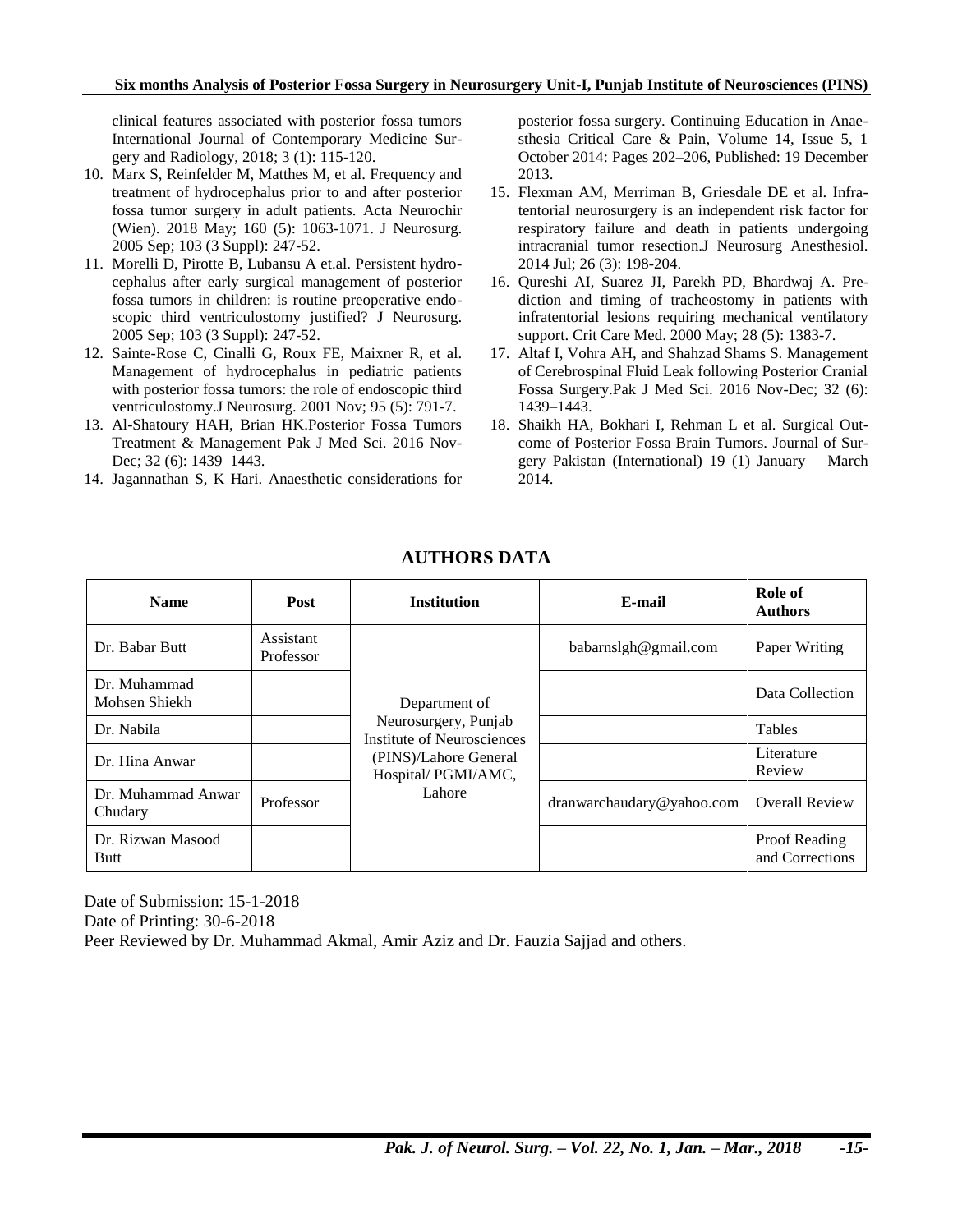clinical features associated with posterior fossa tumors International Journal of Contemporary Medicine Surgery and Radiology, 2018; 3 (1): 115-120.

10. Marx S, Reinfelder M, Matthes M, et al. Frequency and treatment of hydrocephalus prior to and after posterior fossa tumor surgery in adult patients. Acta Neurochir (Wien). 2018 May; 160 (5): 1063-1071. J Neurosurg. 2005 Sep; 103 (3 Suppl): 247-52.
11. Morelli D, Pirotte B, Lubansu A et.al. Persistent hydrocephalus after early surgical management of posterior fossa tumors in children: is routine preoperative endoscopic third ventriculostomy justified? J Neurosurg. 2005 Sep; 103 (3 Suppl): 247-52.
12. Sainte-Rose C, Cinalli G, Roux FE, Maixner R, et al. Management of hydrocephalus in pediatric patients with posterior fossa tumors: the role of endoscopic third ventriculostomy.J Neurosurg. 2001 Nov; 95 (5): 791-7.
13. Al-Shatoury HAH, Brian HK.Posterior Fossa Tumors Treatment & Management Pak J Med Sci. 2016 Nov-Dec; 32 (6): 1439–1443.
14. Jagannathan S, K Hari. Anaesthetic considerations for posterior fossa surgery. Continuing Education in Anaesthesia Critical Care & Pain, Volume 14, Issue 5, 1 October 2014: Pages 202–206, Published: 19 December 2013.
15. Flexman AM, Merriman B, Griesdale DE et al. Infratentorial neurosurgery is an independent risk factor for respiratory failure and death in patients undergoing intracranial tumor resection.J Neurosurg Anesthesiol. 2014 Jul; 26 (3): 198-204.
16. Qureshi AI, Suarez JI, Parekh PD, Bhardwaj A. Prediction and timing of tracheostomy in patients with infratentorial lesions requiring mechanical ventilatory support. Crit Care Med. 2000 May; 28 (5): 1383-7.
17. Altaf I, Vohra AH, and Shahzad Shams S. Management of Cerebrospinal Fluid Leak following Posterior Cranial Fossa Surgery.Pak J Med Sci. 2016 Nov-Dec; 32 (6): 1439–1443.
18. Shaikh HA, Bokhari I, Rehman L et al. Surgical Outcome of Posterior Fossa Brain Tumors. Journal of Surgery Pakistan (International) 19 (1) January – March 2014.

## AUTHORS DATA

| Name | Post | Institution | E-mail | Role of Authors |
|---|---|---|---|---|
| Dr. Babar Butt | Assistant Professor | Department of Neurosurgery, Punjab Institute of Neurosciences (PINS)/Lahore General Hospital/ PGMI/AMC, Lahore | babarnslgh@gmail.com | Paper Writing |
| Dr. Muhammad Mohsen Shiekh | | | | Data Collection |
| Dr. Nabila | | | | Tables |
| Dr. Hina Anwar | | | | Literature Review |
| Dr. Muhammad Anwar Chudary | Professor | | dranwarchaudary@yahoo.com | Overall Review |
| Dr. Rizwan Masood Butt | | | | Proof Reading and Corrections |

Date of Submission: 15-1-2018

Date of Printing: 30-6-2018

Peer Reviewed by Dr. Muhammad Akmal, Amir Aziz and Dr. Fauzia Sajjad and others.